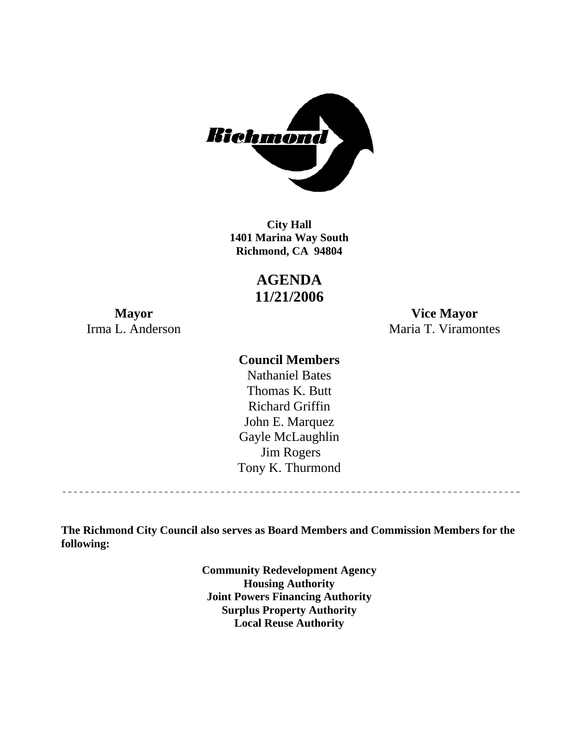**City Hall**
**1401 Marina Way South**
**Richmond, CA 94804**

# AGENDA
# 11/21/2006

**Mayor**
Irma L. Anderson

**Vice Mayor**
Maria T. Viramontes

**Council Members**
Nathaniel Bates
Thomas K. Butt
Richard Griffin
John E. Marquez
Gayle McLaughlin
Jim Rogers
Tony K. Thurmond

---

**The Richmond City Council also serves as Board Members and Commission Members for the following:**

**Community Redevelopment Agency**
**Housing Authority**
**Joint Powers Financing Authority**
**Surplus Property Authority**
**Local Reuse Authority**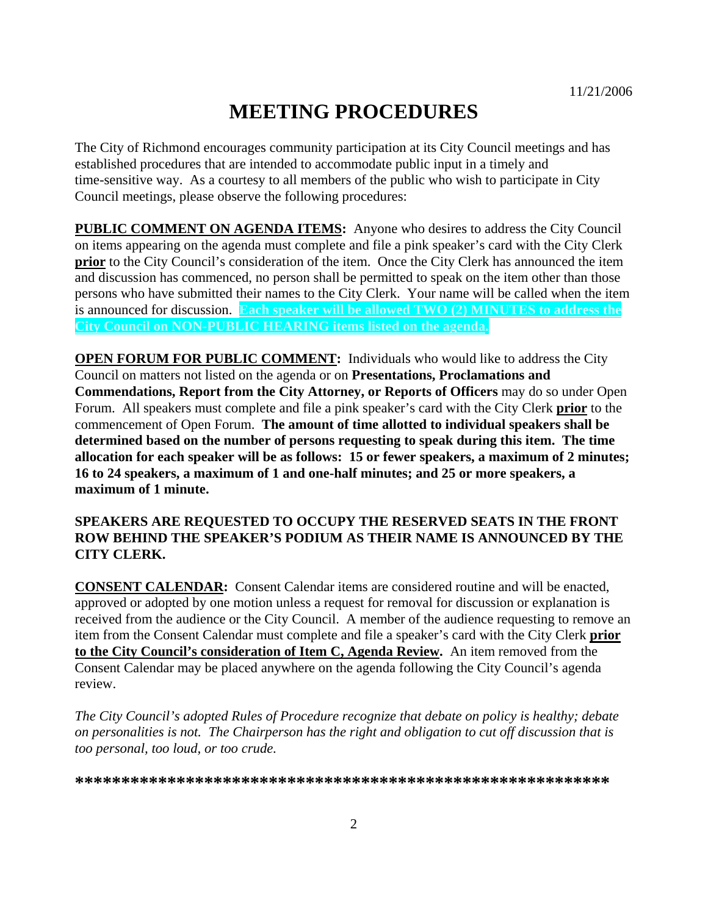11/21/2006

# MEETING PROCEDURES

The City of Richmond encourages community participation at its City Council meetings and has established procedures that are intended to accommodate public input in a timely and time-sensitive way. As a courtesy to all members of the public who wish to participate in City Council meetings, please observe the following procedures:

**PUBLIC COMMENT ON AGENDA ITEMS:** Anyone who desires to address the City Council on items appearing on the agenda must complete and file a pink speaker's card with the City Clerk **prior** to the City Council's consideration of the item. Once the City Clerk has announced the item and discussion has commenced, no person shall be permitted to speak on the item other than those persons who have submitted their names to the City Clerk. Your name will be called when the item is announced for discussion. **Each speaker will be allowed TWO (2) MINUTES to address the City Council on NON-PUBLIC HEARING items listed on the agenda.**

**OPEN FORUM FOR PUBLIC COMMENT:** Individuals who would like to address the City Council on matters not listed on the agenda or on **Presentations, Proclamations and Commendations, Report from the City Attorney, or Reports of Officers** may do so under Open Forum. All speakers must complete and file a pink speaker's card with the City Clerk **prior** to the commencement of Open Forum. **The amount of time allotted to individual speakers shall be determined based on the number of persons requesting to speak during this item. The time allocation for each speaker will be as follows: 15 or fewer speakers, a maximum of 2 minutes; 16 to 24 speakers, a maximum of 1 and one-half minutes; and 25 or more speakers, a maximum of 1 minute.**

**SPEAKERS ARE REQUESTED TO OCCUPY THE RESERVED SEATS IN THE FRONT ROW BEHIND THE SPEAKER'S PODIUM AS THEIR NAME IS ANNOUNCED BY THE CITY CLERK.**

**CONSENT CALENDAR:** Consent Calendar items are considered routine and will be enacted, approved or adopted by one motion unless a request for removal for discussion or explanation is received from the audience or the City Council. A member of the audience requesting to remove an item from the Consent Calendar must complete and file a speaker's card with the City Clerk **prior to the City Council's consideration of Item C, Agenda Review.** An item removed from the Consent Calendar may be placed anywhere on the agenda following the City Council's agenda review.

*The City Council's adopted Rules of Procedure recognize that debate on policy is healthy; debate on personalities is not. The Chairperson has the right and obligation to cut off discussion that is too personal, too loud, or too crude.*

**\*\*\*\*\*\*\*\*\*\*\*\*\*\*\*\*\*\*\*\*\*\*\*\*\*\*\*\*\*\*\*\*\*\*\*\*\*\*\*\*\*\*\*\*\*\*\*\*\*\*\*\*\*\*\*\*\*\*\***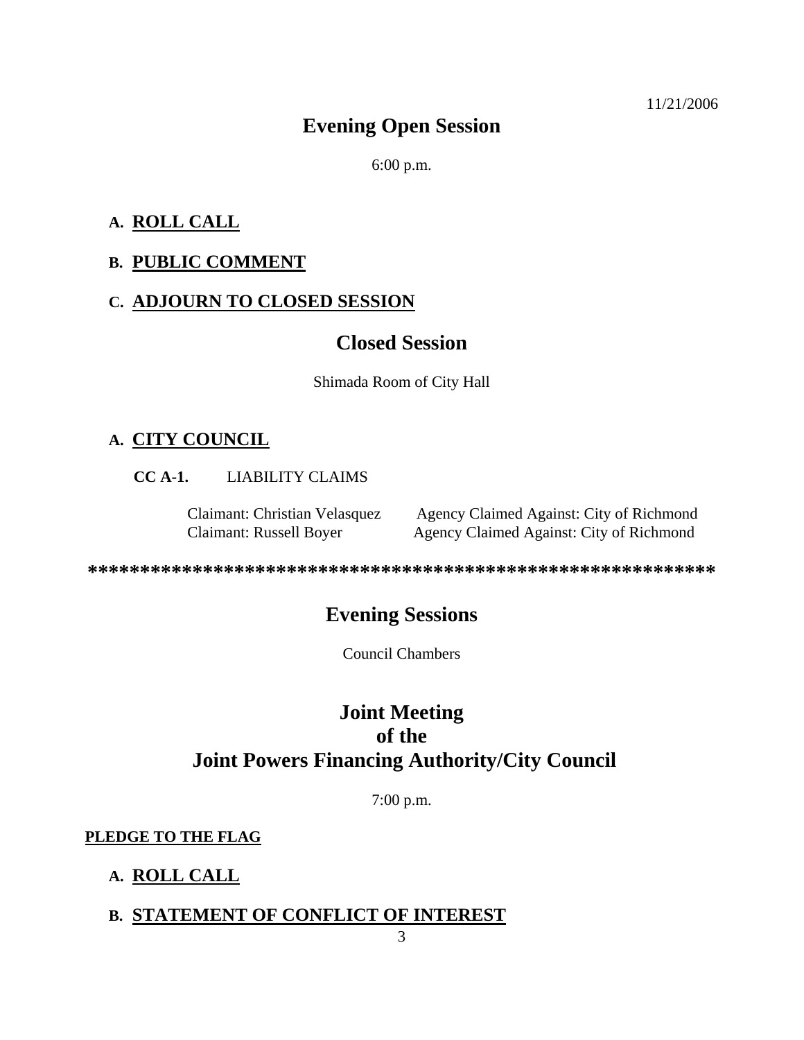11/21/2006

# Evening Open Session

6:00 p.m.

**A. ROLL CALL**

**B. PUBLIC COMMENT**

**C. ADJOURN TO CLOSED SESSION**

# Closed Session

Shimada Room of City Hall

**A. CITY COUNCIL**

**CC A-1.** LIABILITY CLAIMS

| Claimant | Agency Claimed Against |
| --- | --- |
| Claimant: Christian Velasquez | Agency Claimed Against: City of Richmond |
| Claimant: Russell Boyer | Agency Claimed Against: City of Richmond |

************************************************************

# Evening Sessions

Council Chambers

# Joint Meeting of the Joint Powers Financing Authority/City Council

7:00 p.m.

**PLEDGE TO THE FLAG**

**A. ROLL CALL**

**B. STATEMENT OF CONFLICT OF INTEREST**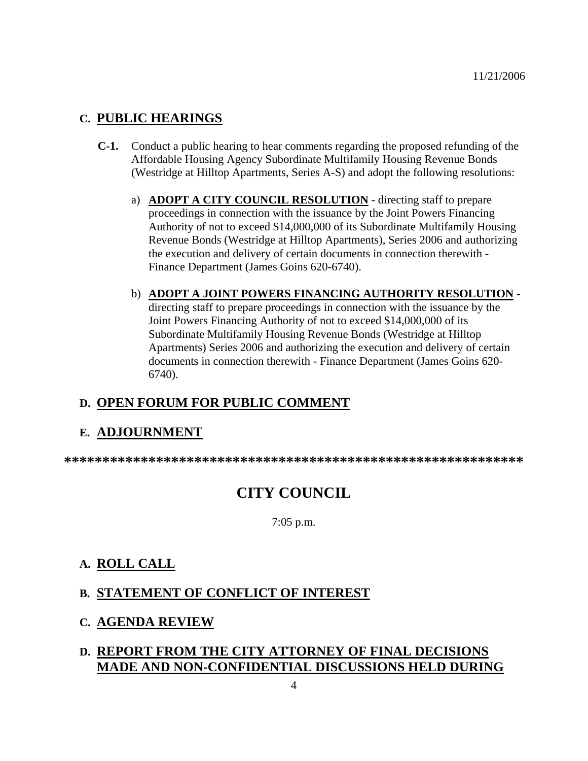## C. PUBLIC HEARINGS

**C-1.** Conduct a public hearing to hear comments regarding the proposed refunding of the Affordable Housing Agency Subordinate Multifamily Housing Revenue Bonds (Westridge at Hilltop Apartments, Series A-S) and adopt the following resolutions:

a) **ADOPT A CITY COUNCIL RESOLUTION** - directing staff to prepare proceedings in connection with the issuance by the Joint Powers Financing Authority of not to exceed $14,000,000 of its Subordinate Multifamily Housing Revenue Bonds (Westridge at Hilltop Apartments), Series 2006 and authorizing the execution and delivery of certain documents in connection therewith - Finance Department (James Goins 620-6740).

b) **ADOPT A JOINT POWERS FINANCING AUTHORITY RESOLUTION** - directing staff to prepare proceedings in connection with the issuance by the Joint Powers Financing Authority of not to exceed $14,000,000 of its Subordinate Multifamily Housing Revenue Bonds (Westridge at Hilltop Apartments) Series 2006 and authorizing the execution and delivery of certain documents in connection therewith - Finance Department (James Goins 620-6740).

## D. OPEN FORUM FOR PUBLIC COMMENT

## E. ADJOURNMENT

************************************************************

# CITY COUNCIL

7:05 p.m.

## A. ROLL CALL

## B. STATEMENT OF CONFLICT OF INTEREST

## C. AGENDA REVIEW

## D. REPORT FROM THE CITY ATTORNEY OF FINAL DECISIONS MADE AND NON-CONFIDENTIAL DISCUSSIONS HELD DURING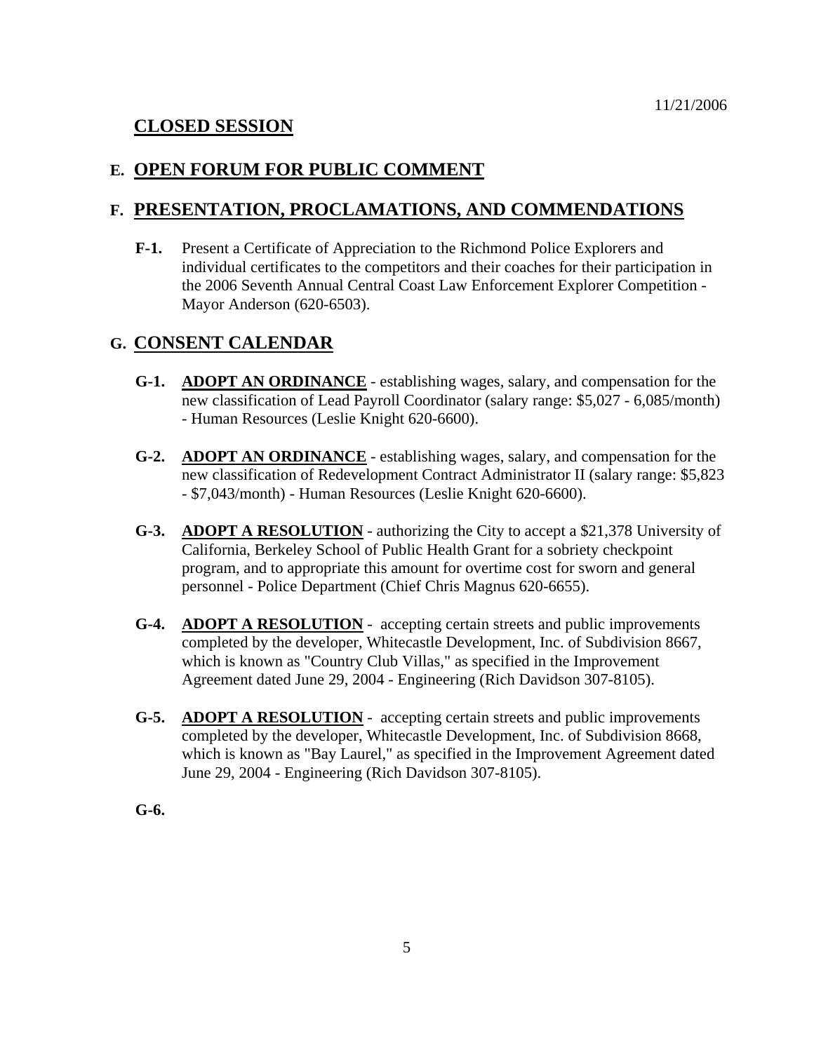11/21/2006

## CLOSED SESSION

## E. OPEN FORUM FOR PUBLIC COMMENT

## F. PRESENTATION, PROCLAMATIONS, AND COMMENDATIONS

**F-1.** Present a Certificate of Appreciation to the Richmond Police Explorers and individual certificates to the competitors and their coaches for their participation in the 2006 Seventh Annual Central Coast Law Enforcement Explorer Competition - Mayor Anderson (620-6503).

## G. CONSENT CALENDAR

**G-1.** **ADOPT AN ORDINANCE** - establishing wages, salary, and compensation for the new classification of Lead Payroll Coordinator (salary range: $5,027 - 6,085/month) - Human Resources (Leslie Knight 620-6600).

**G-2.** **ADOPT AN ORDINANCE** - establishing wages, salary, and compensation for the new classification of Redevelopment Contract Administrator II (salary range: $5,823 - $7,043/month) - Human Resources (Leslie Knight 620-6600).

**G-3.** **ADOPT A RESOLUTION** - authorizing the City to accept a $21,378 University of California, Berkeley School of Public Health Grant for a sobriety checkpoint program, and to appropriate this amount for overtime cost for sworn and general personnel - Police Department (Chief Chris Magnus 620-6655).

**G-4.** **ADOPT A RESOLUTION** - accepting certain streets and public improvements completed by the developer, Whitecastle Development, Inc. of Subdivision 8667, which is known as "Country Club Villas," as specified in the Improvement Agreement dated June 29, 2004 - Engineering (Rich Davidson 307-8105).

**G-5.** **ADOPT A RESOLUTION** - accepting certain streets and public improvements completed by the developer, Whitecastle Development, Inc. of Subdivision 8668, which is known as "Bay Laurel," as specified in the Improvement Agreement dated June 29, 2004 - Engineering (Rich Davidson 307-8105).

**G-6.**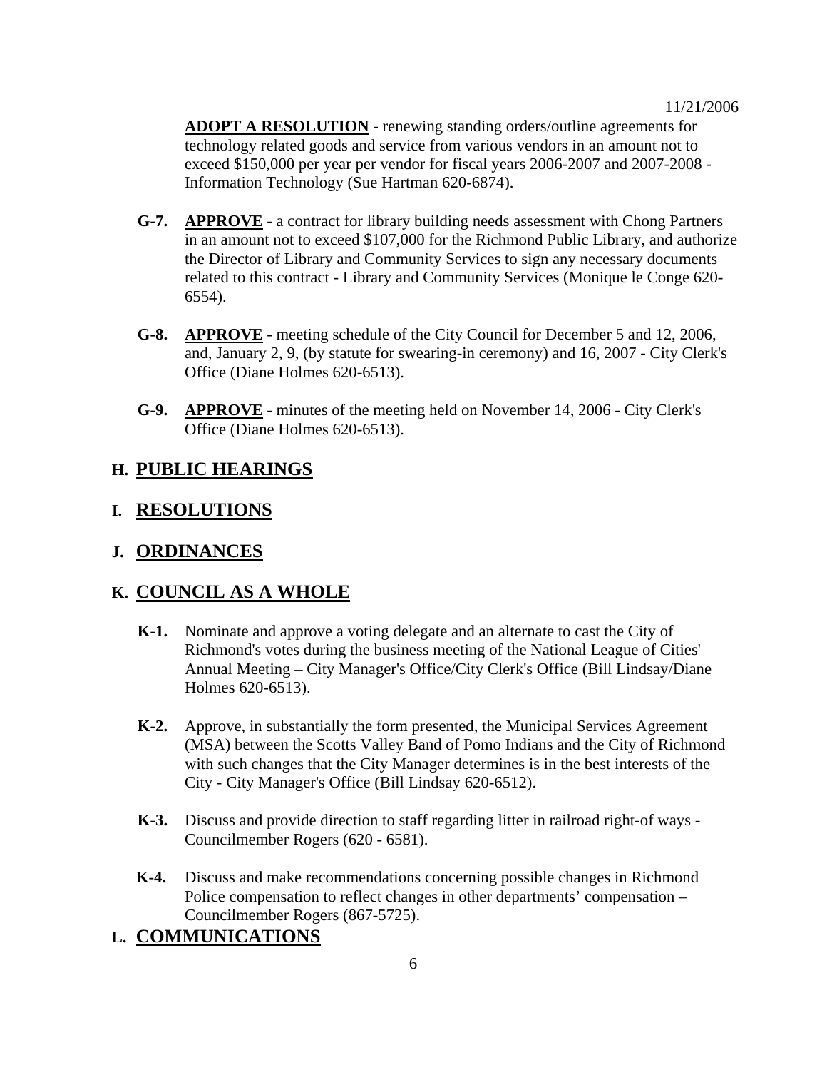**ADOPT A RESOLUTION** - renewing standing orders/outline agreements for technology related goods and service from various vendors in an amount not to exceed $150,000 per year per vendor for fiscal years 2006-2007 and 2007-2008 - Information Technology (Sue Hartman 620-6874).

**G-7.** **APPROVE** - a contract for library building needs assessment with Chong Partners in an amount not to exceed $107,000 for the Richmond Public Library, and authorize the Director of Library and Community Services to sign any necessary documents related to this contract - Library and Community Services (Monique le Conge 620-6554).

**G-8.** **APPROVE** - meeting schedule of the City Council for December 5 and 12, 2006, and, January 2, 9, (by statute for swearing-in ceremony) and 16, 2007 - City Clerk's Office (Diane Holmes 620-6513).

**G-9.** **APPROVE** - minutes of the meeting held on November 14, 2006 - City Clerk's Office (Diane Holmes 620-6513).

## H. PUBLIC HEARINGS

## I. RESOLUTIONS

## J. ORDINANCES

## K. COUNCIL AS A WHOLE

**K-1.** Nominate and approve a voting delegate and an alternate to cast the City of Richmond's votes during the business meeting of the National League of Cities' Annual Meeting – City Manager's Office/City Clerk's Office (Bill Lindsay/Diane Holmes 620-6513).

**K-2.** Approve, in substantially the form presented, the Municipal Services Agreement (MSA) between the Scotts Valley Band of Pomo Indians and the City of Richmond with such changes that the City Manager determines is in the best interests of the City - City Manager's Office (Bill Lindsay 620-6512).

**K-3.** Discuss and provide direction to staff regarding litter in railroad right-of ways - Councilmember Rogers (620 - 6581).

**K-4.** Discuss and make recommendations concerning possible changes in Richmond Police compensation to reflect changes in other departments' compensation – Councilmember Rogers (867-5725).

## L. COMMUNICATIONS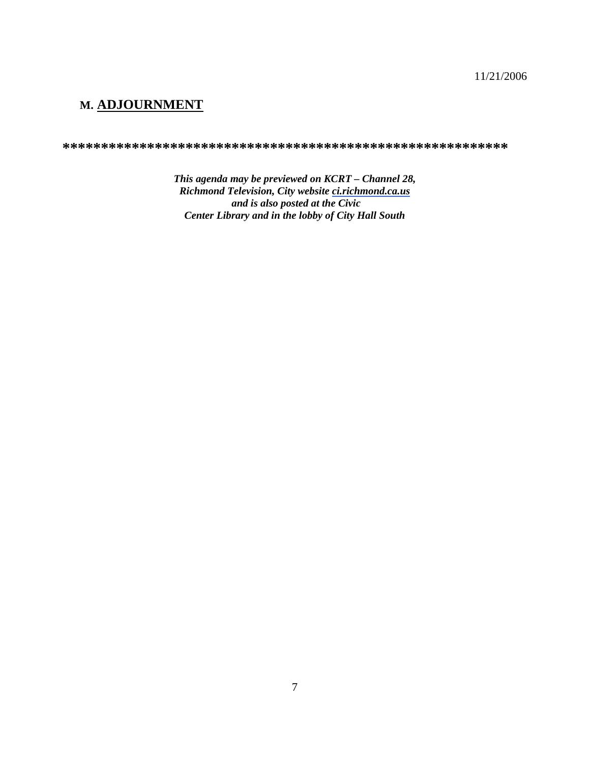## M. ADJOURNMENT

*************************************************************

***This agenda may be previewed on KCRT – Channel 28,***
***Richmond Television, City website ci.richmond.ca.us***
***and is also posted at the Civic***
***Center Library and in the lobby of City Hall South***